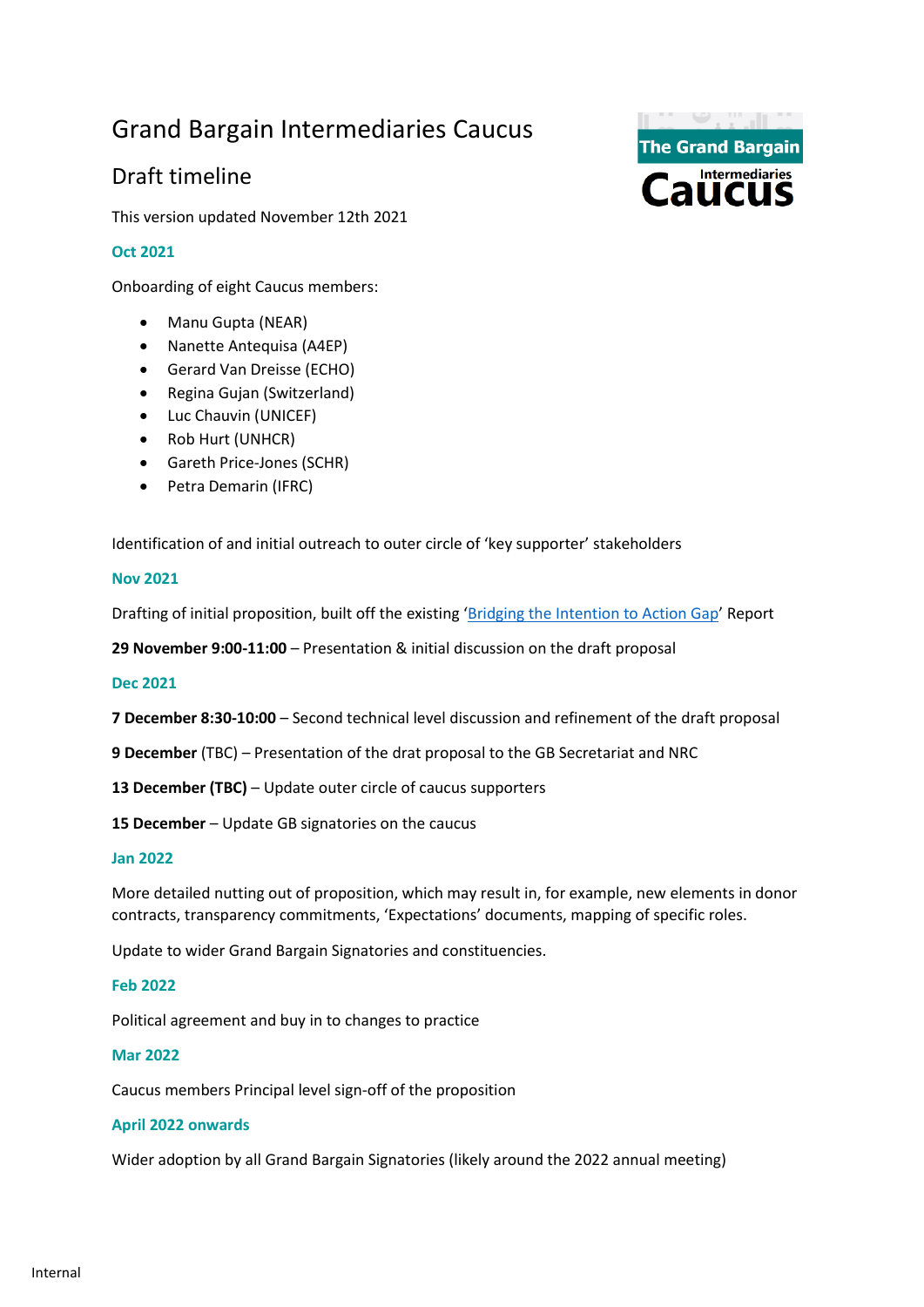# Grand Bargain Intermediaries Caucus

## Draft timeline

This version updated November 12th 2021

### Oct 2021

Onboarding of eight Caucus members:

- Manu Gupta (NEAR)
- Nanette Antequisa (A4EP)
- Gerard Van Dreisse (ECHO)
- Regina Gujan (Switzerland)
- Luc Chauvin (UNICEF)
- Rob Hurt (UNHCR)
- Gareth Price-Jones (SCHR)
- Petra Demarin (IFRC)

Identification of and initial outreach to outer circle of 'key supporter' stakeholders

### Nov 2021

Drafting of initial proposition, built off the existing 'Bridging the Intention to Action Gap' Report

**29 November 9:00-11:00** – Presentation & initial discussion on the draft proposal

### Dec 2021

**7 December 8:30-10:00** – Second technical level discussion and refinement of the draft proposal

**9 December** (TBC) – Presentation of the drat proposal to the GB Secretariat and NRC

**13 December (TBC)** – Update outer circle of caucus supporters

**15 December** – Update GB signatories on the caucus

### Jan 2022

More detailed nutting out of proposition, which may result in, for example, new elements in donor contracts, transparency commitments, 'Expectations' documents, mapping of specific roles.

Update to wider Grand Bargain Signatories and constituencies.

### Feb 2022

Political agreement and buy in to changes to practice

### Mar 2022

Caucus members Principal level sign-off of the proposition

### April 2022 onwards

Wider adoption by all Grand Bargain Signatories (likely around the 2022 annual meeting)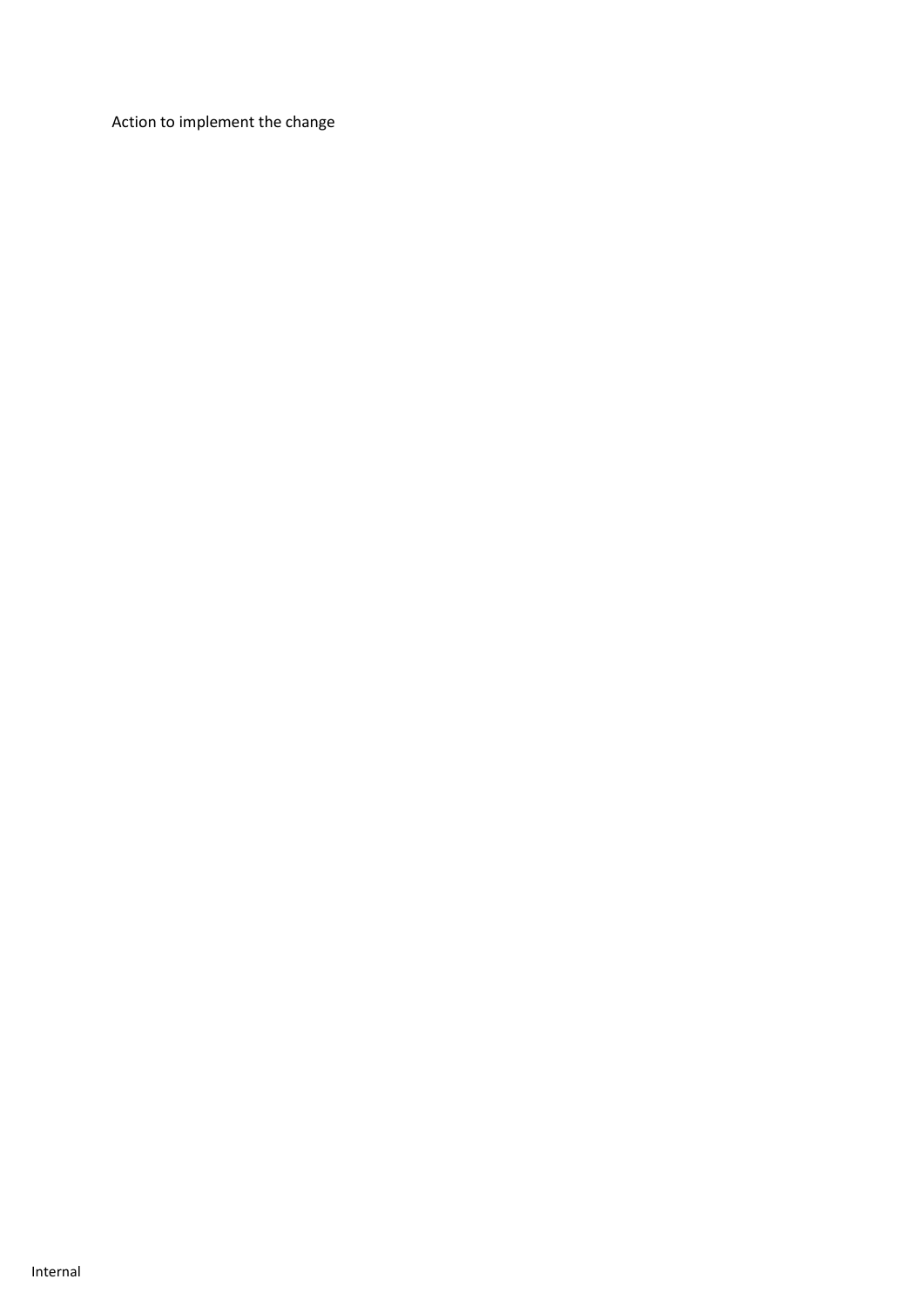Action to implement the change